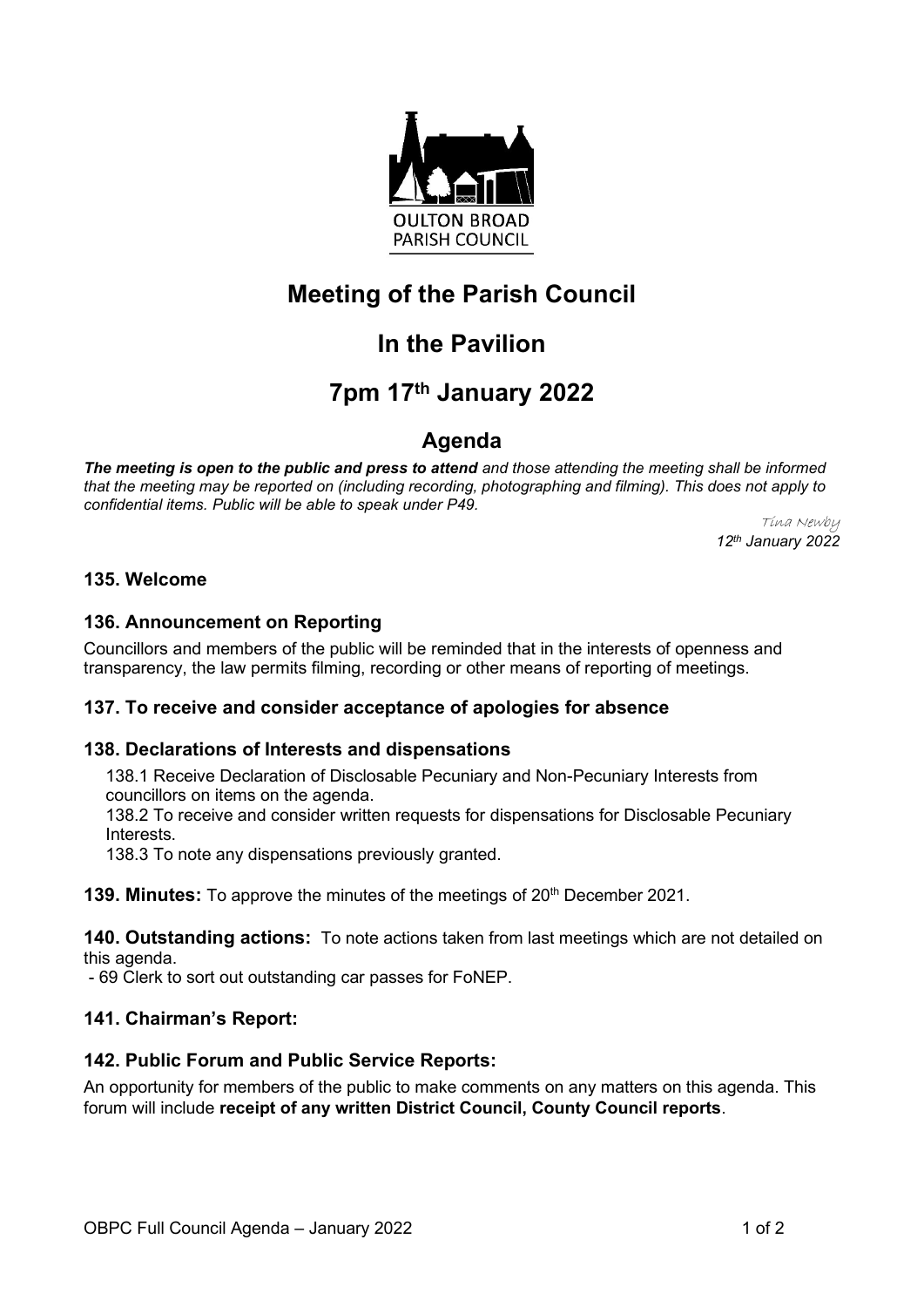OULTON BROAD
PARISH COUNCIL

# Meeting of the Parish Council

# In the Pavilion

# 7pm 17th January 2022

## Agenda

***The meeting is open to the public and press to attend*** *and those attending the meeting shall be informed that the meeting may be reported on (including recording, photographing and filming). This does not apply to confidential items. Public will be able to speak under P49.*

Tina Newby
*12th January 2022*

### 135. Welcome

### 136. Announcement on Reporting

Councillors and members of the public will be reminded that in the interests of openness and transparency, the law permits filming, recording or other means of reporting of meetings.

### 137. To receive and consider acceptance of apologies for absence

### 138. Declarations of Interests and dispensations

138.1 Receive Declaration of Disclosable Pecuniary and Non-Pecuniary Interests from councillors on items on the agenda.
138.2 To receive and consider written requests for dispensations for Disclosable Pecuniary Interests.
138.3 To note any dispensations previously granted.

**139. Minutes:** To approve the minutes of the meetings of 20th December 2021.

**140. Outstanding actions:** To note actions taken from last meetings which are not detailed on this agenda.

- 69 Clerk to sort out outstanding car passes for FoNEP.

### 141. Chairman's Report:

### 142. Public Forum and Public Service Reports:

An opportunity for members of the public to make comments on any matters on this agenda. This forum will include **receipt of any written District Council, County Council reports**.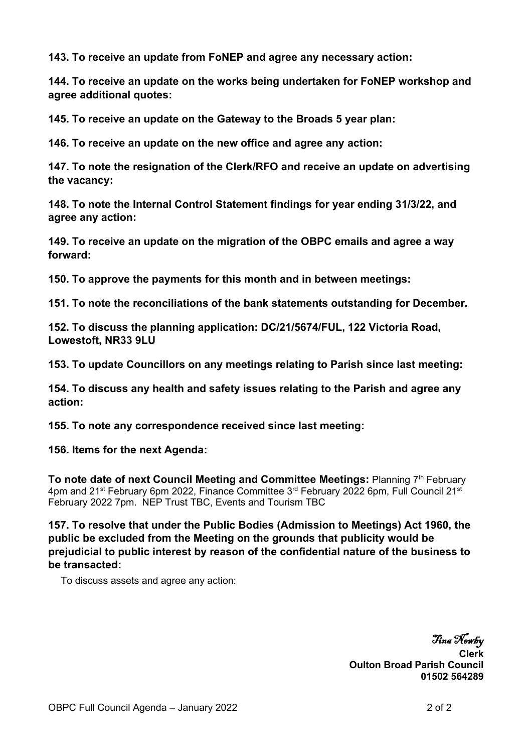**143. To receive an update from FoNEP and agree any necessary action:**

**144. To receive an update on the works being undertaken for FoNEP workshop and agree additional quotes:**

**145. To receive an update on the Gateway to the Broads 5 year plan:**

**146. To receive an update on the new office and agree any action:**

**147. To note the resignation of the Clerk/RFO and receive an update on advertising the vacancy:**

**148. To note the Internal Control Statement findings for year ending 31/3/22, and agree any action:**

**149. To receive an update on the migration of the OBPC emails and agree a way forward:**

**150. To approve the payments for this month and in between meetings:**

**151. To note the reconciliations of the bank statements outstanding for December.**

**152. To discuss the planning application: DC/21/5674/FUL, 122 Victoria Road, Lowestoft, NR33 9LU**

**153. To update Councillors on any meetings relating to Parish since last meeting:**

**154. To discuss any health and safety issues relating to the Parish and agree any action:**

**155. To note any correspondence received since last meeting:**

**156. Items for the next Agenda:**

**To note date of next Council Meeting and Committee Meetings:** Planning 7th February 4pm and 21st February 6pm 2022, Finance Committee 3rd February 2022 6pm, Full Council 21st February 2022 7pm. NEP Trust TBC, Events and Tourism TBC

**157. To resolve that under the Public Bodies (Admission to Meetings) Act 1960, the public be excluded from the Meeting on the grounds that publicity would be prejudicial to public interest by reason of the confidential nature of the business to be transacted:**

To discuss assets and agree any action:

*Tina Newby*

**Clerk**
**Oulton Broad Parish Council**
**01502 564289**